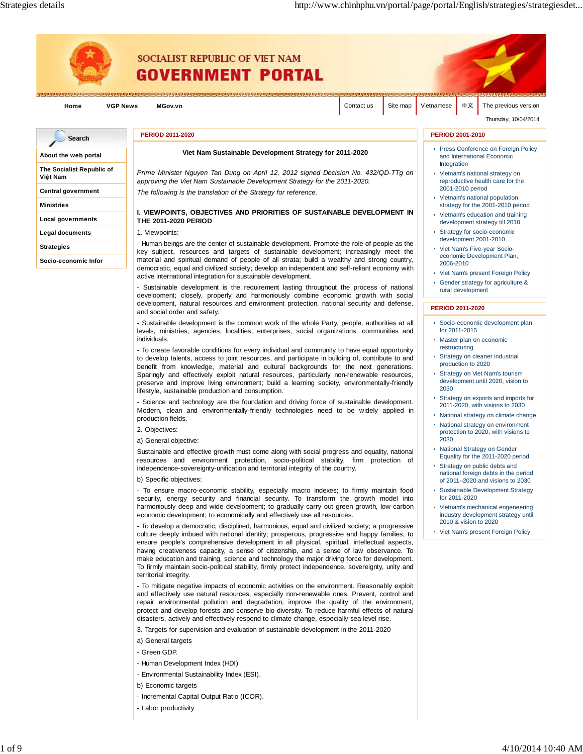SOCIALIST REPUBLIC OF VIET NAM

GOVERNMENT PORTAL

Home | VGP News | MGov.vn | Contact us | Site map | Vietnamese | 中文 | The previous version

Thursday, 10/04/2014

Search

- About the web portal
- The Socialist Republic of Việt Nam
- Central government
- Ministries
- Local governments
- Legal documents
- Strategies
- Socio-economic Infor

**PERIOD 2011-2020**

### Viet Nam Sustainable Development Strategy for 2011-2020

*Prime Minister Nguyen Tan Dung on April 12, 2012 signed Decision No. 432/QD-TTg on approving the Viet Nam Sustainable Development Strategy for the 2011-2020.*

*The following is the translation of the Strategy for reference.*

**I. VIEWPOINTS, OBJECTIVES AND PRIORITIES OF SUSTAINABLE DEVELOPMENT IN THE 2011-2020 PERIOD**

1. Viewpoints:

- Human beings are the center of sustainable development. Promote the role of people as the key subject, resources and targets of sustainable development; increasingly meet the material and spiritual demand of people of all strata; build a wealthy and strong country, democratic, equal and civilized society; develop an independent and self-reliant economy with active international integration for sustainable development.

- Sustainable development is the requirement lasting throughout the process of national development; closely, properly and harmoniously combine economic growth with social development, natural resources and environment protection, national security and defense, and social order and safety.

- Sustainable development is the common work of the whole Party, people, authorities at all levels, ministries, agencies, localities, enterprises, social organizations, communities and individuals.

- To create favorable conditions for every individual and community to have equal opportunity to develop talents, access to joint resources, and participate in building of, contribute to and benefit from knowledge, material and cultural backgrounds for the next generations. Sparingly and effectively exploit natural resources, particularly non-renewable resources, preserve and improve living environment; build a learning society, environmentally-friendly lifestyle, sustainable production and consumption.

- Science and technology are the foundation and driving force of sustainable development. Modern, clean and environmentally-friendly technologies need to be widely applied in production fields.

2. Objectives:

a) General objective:

Sustainable and effective growth must come along with social progress and equality, national resources and environment protection, socio-political stability, firm protection of independence-sovereignty-unification and territorial integrity of the country.

b) Specific objectives:

- To ensure macro-economic stability, especially macro indexes; to firmly maintain food security, energy security and financial security. To transform the growth model into harmoniously deep and wide development; to gradually carry out green growth, low-carbon economic development; to economically and effectively use all resources.

- To develop a democratic, disciplined, harmonious, equal and civilized society; a progressive culture deeply imbued with national identity; prosperous, progressive and happy families; to ensure people's comprehensive development in all physical, spiritual, intellectual aspects, having creativeness capacity, a sense of citizenship, and a sense of law observance. To make education and training, science and technology the major driving force for development. To firmly maintain socio-political stability, firmly protect independence, sovereignty, unity and territorial integrity.

- To mitigate negative impacts of economic activities on the environment. Reasonably exploit and effectively use natural resources, especially non-renewable ones. Prevent, control and repair environmental pollution and degradation, improve the quality of the environment, protect and develop forests and conserve bio-diversity. To reduce harmful effects of natural disasters, actively and effectively respond to climate change, especially sea level rise.

3. Targets for supervision and evaluation of sustainable development in the 2011-2020

a) General targets

- Green GDP.

- Human Development Index (HDI)

- Environmental Sustainability Index (ESI).

b) Economic targets

- Incremental Capital Output Ratio (ICOR).

- Labor productivity

**PERIOD 2001-2010**

- Press Conference on Foreign Policy and International Economic Integration
- Vietnam's national strategy on reproductive health care for the 2001-2010 period
- Vietnam's national population strategy for the 2001-2010 period
- Vietnam's education and training development strategy till 2010
- Strategy for socio-economic development 2001-2010
- Viet Nam's Five-year Socio-economic Development Plan, 2006-2010
- Viet Nam's present Foreign Policy
- Gender strategy for agriculture & rural development

**PERIOD 2011-2020**

- Socio-economic development plan for 2011-2015
- Master plan on economic restructuring
- Strategy on cleaner industrial production to 2020
- Strategy on Viet Nam's tourism development until 2020, vision to 2030
- Strategy on exports and imports for 2011-2020, with visions to 2030
- National strategy on climate change
- National strategy on environment protection to 2020, with visions to 2030
- National Strategy on Gender Equality for the 2011-2020 period
- Strategy on public debts and national foreign debts in the period of 2011–2020 and visions to 2030
- Sustainable Development Strategy for 2011-2020
- Vietnam's mechanical engeneering industry development strategy until 2010 & vision to 2020
- Viet Nam's present Foreign Policy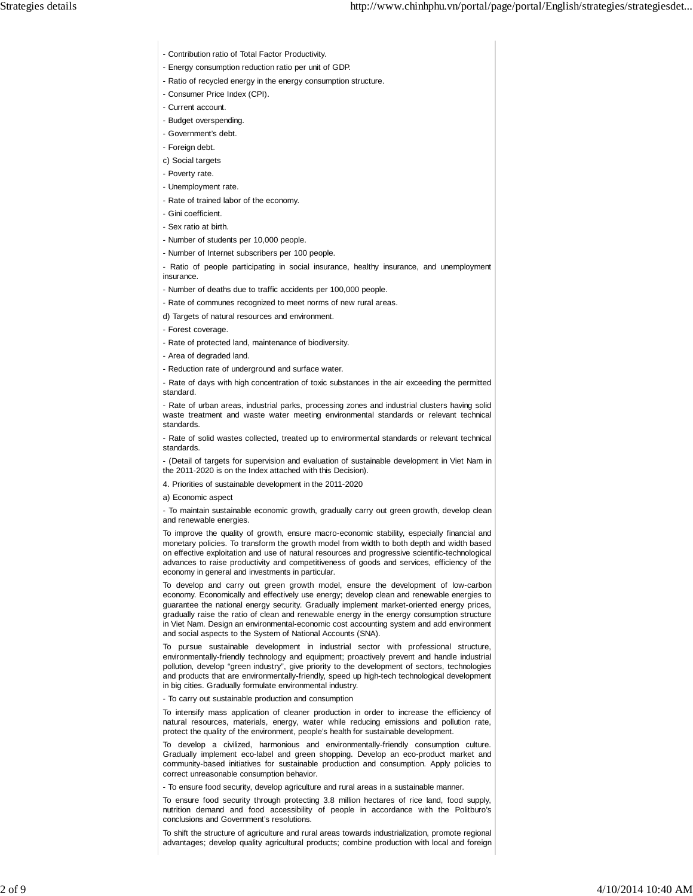- Contribution ratio of Total Factor Productivity.

- Energy consumption reduction ratio per unit of GDP.

- Ratio of recycled energy in the energy consumption structure.

- Consumer Price Index (CPI).

- Current account.

- Budget overspending.

- Government's debt.

- Foreign debt.

c) Social targets

- Poverty rate.

- Unemployment rate.

- Rate of trained labor of the economy.

- Gini coefficient.

- Sex ratio at birth.

- Number of students per 10,000 people.

- Number of Internet subscribers per 100 people.

- Ratio of people participating in social insurance, healthy insurance, and unemployment insurance.

- Number of deaths due to traffic accidents per 100,000 people.

- Rate of communes recognized to meet norms of new rural areas.

d) Targets of natural resources and environment.

- Forest coverage.

- Rate of protected land, maintenance of biodiversity.

- Area of degraded land.

- Reduction rate of underground and surface water.

- Rate of days with high concentration of toxic substances in the air exceeding the permitted standard.

- Rate of urban areas, industrial parks, processing zones and industrial clusters having solid waste treatment and waste water meeting environmental standards or relevant technical standards.

- Rate of solid wastes collected, treated up to environmental standards or relevant technical standards.

- (Detail of targets for supervision and evaluation of sustainable development in Viet Nam in the 2011-2020 is on the Index attached with this Decision).

4. Priorities of sustainable development in the 2011-2020

a) Economic aspect

- To maintain sustainable economic growth, gradually carry out green growth, develop clean and renewable energies.

To improve the quality of growth, ensure macro-economic stability, especially financial and monetary policies. To transform the growth model from width to both depth and width based on effective exploitation and use of natural resources and progressive scientific-technological advances to raise productivity and competitiveness of goods and services, efficiency of the economy in general and investments in particular.

To develop and carry out green growth model, ensure the development of low-carbon economy. Economically and effectively use energy; develop clean and renewable energies to guarantee the national energy security. Gradually implement market-oriented energy prices, gradually raise the ratio of clean and renewable energy in the energy consumption structure in Viet Nam. Design an environmental-economic cost accounting system and add environment and social aspects to the System of National Accounts (SNA).

To pursue sustainable development in industrial sector with professional structure, environmentally-friendly technology and equipment; proactively prevent and handle industrial pollution, develop "green industry", give priority to the development of sectors, technologies and products that are environmentally-friendly, speed up high-tech technological development in big cities. Gradually formulate environmental industry.

- To carry out sustainable production and consumption

To intensify mass application of cleaner production in order to increase the efficiency of natural resources, materials, energy, water while reducing emissions and pollution rate, protect the quality of the environment, people's health for sustainable development.

To develop a civilized, harmonious and environmentally-friendly consumption culture. Gradually implement eco-label and green shopping. Develop an eco-product market and community-based initiatives for sustainable production and consumption. Apply policies to correct unreasonable consumption behavior.

- To ensure food security, develop agriculture and rural areas in a sustainable manner.

To ensure food security through protecting 3.8 million hectares of rice land, food supply, nutrition demand and food accessibility of people in accordance with the Politburo's conclusions and Government's resolutions.

To shift the structure of agriculture and rural areas towards industrialization, promote regional advantages; develop quality agricultural products; combine production with local and foreign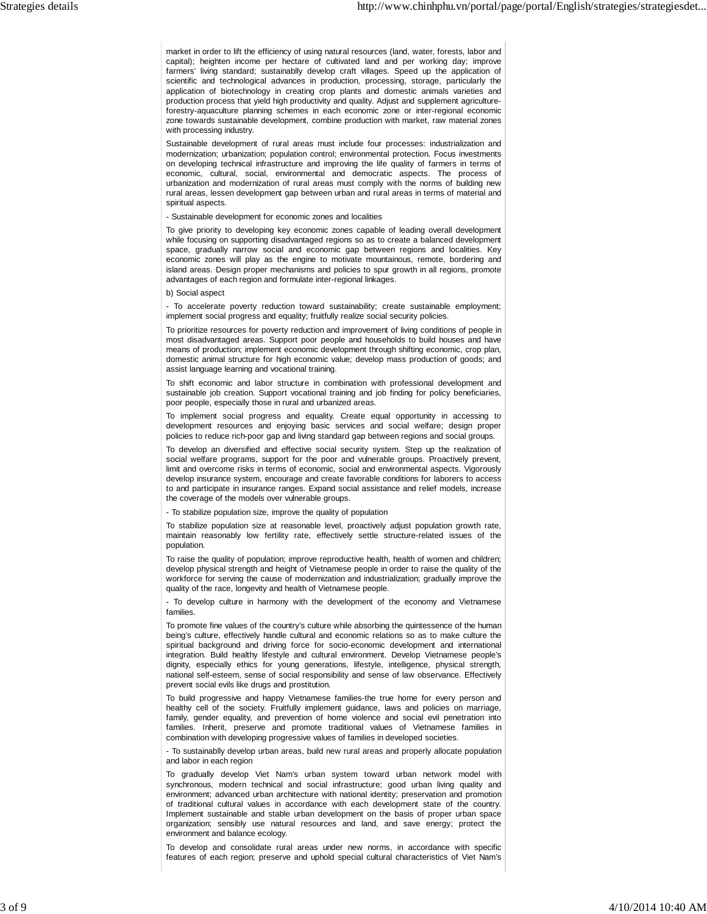market in order to lift the efficiency of using natural resources (land, water, forests, labor and capital); heighten income per hectare of cultivated land and per working day; improve farmers' living standard; sustainablly develop craft villages. Speed up the application of scientific and technological advances in production, processing, storage, particularly the application of biotechnology in creating crop plants and domestic animals varieties and production process that yield high productivity and quality. Adjust and supplement agriculture-forestry-aquaculture planning schemes in each economic zone or inter-regional economic zone towards sustainable development, combine production with market, raw material zones with processing industry.

Sustainable development of rural areas must include four processes: industrialization and modernization; urbanization; population control; environmental protection. Focus investments on developing technical infrastructure and improving the life quality of farmers in terms of economic, cultural, social, environmental and democratic aspects. The process of urbanization and modernization of rural areas must comply with the norms of building new rural areas, lessen development gap between urban and rural areas in terms of material and spiritual aspects.

- Sustainable development for economic zones and localities

To give priority to developing key economic zones capable of leading overall development while focusing on supporting disadvantaged regions so as to create a balanced development space, gradually narrow social and economic gap between regions and localities. Key economic zones will play as the engine to motivate mountainous, remote, bordering and island areas. Design proper mechanisms and policies to spur growth in all regions, promote advantages of each region and formulate inter-regional linkages.

b) Social aspect

- To accelerate poverty reduction toward sustainability; create sustainable employment; implement social progress and equality; fruitfully realize social security policies.

To prioritize resources for poverty reduction and improvement of living conditions of people in most disadvantaged areas. Support poor people and households to build houses and have means of production; implement economic development through shifting economic, crop plan, domestic animal structure for high economic value; develop mass production of goods; and assist language learning and vocational training.

To shift economic and labor structure in combination with professional development and sustainable job creation. Support vocational training and job finding for policy beneficiaries, poor people, especially those in rural and urbanized areas.

To implement social progress and equality. Create equal opportunity in accessing to development resources and enjoying basic services and social welfare; design proper policies to reduce rich-poor gap and living standard gap between regions and social groups.

To develop an diversified and effective social security system. Step up the realization of social welfare programs, support for the poor and vulnerable groups. Proactively prevent, limit and overcome risks in terms of economic, social and environmental aspects. Vigorously develop insurance system, encourage and create favorable conditions for laborers to access to and participate in insurance ranges. Expand social assistance and relief models, increase the coverage of the models over vulnerable groups.

- To stabilize population size, improve the quality of population

To stabilize population size at reasonable level, proactively adjust population growth rate, maintain reasonably low fertility rate, effectively settle structure-related issues of the population.

To raise the quality of population; improve reproductive health, health of women and children; develop physical strength and height of Vietnamese people in order to raise the quality of the workforce for serving the cause of modernization and industrialization; gradually improve the quality of the race, longevity and health of Vietnamese people.

- To develop culture in harmony with the development of the economy and Vietnamese families.

To promote fine values of the country's culture while absorbing the quintessence of the human being's culture, effectively handle cultural and economic relations so as to make culture the spiritual background and driving force for socio-economic development and international integration. Build healthy lifestyle and cultural environment. Develop Vietnamese people's dignity, especially ethics for young generations, lifestyle, intelligence, physical strength, national self-esteem, sense of social responsibility and sense of law observance. Effectively prevent social evils like drugs and prostitution.

To build progressive and happy Vietnamese families-the true home for every person and healthy cell of the society. Fruitfully implement guidance, laws and policies on marriage, family, gender equality, and prevention of home violence and social evil penetration into families. Inherit, preserve and promote traditional values of Vietnamese families in combination with developing progressive values of families in developed societies.

- To sustainablly develop urban areas, build new rural areas and properly allocate population and labor in each region

To gradually develop Viet Nam's urban system toward urban network model with synchronous, modern technical and social infrastructure; good urban living quality and environment; advanced urban architecture with national identity; preservation and promotion of traditional cultural values in accordance with each development state of the country. Implement sustainable and stable urban development on the basis of proper urban space organization; sensibly use natural resources and land, and save energy; protect the environment and balance ecology.

To develop and consolidate rural areas under new norms, in accordance with specific features of each region; preserve and uphold special cultural characteristics of Viet Nam's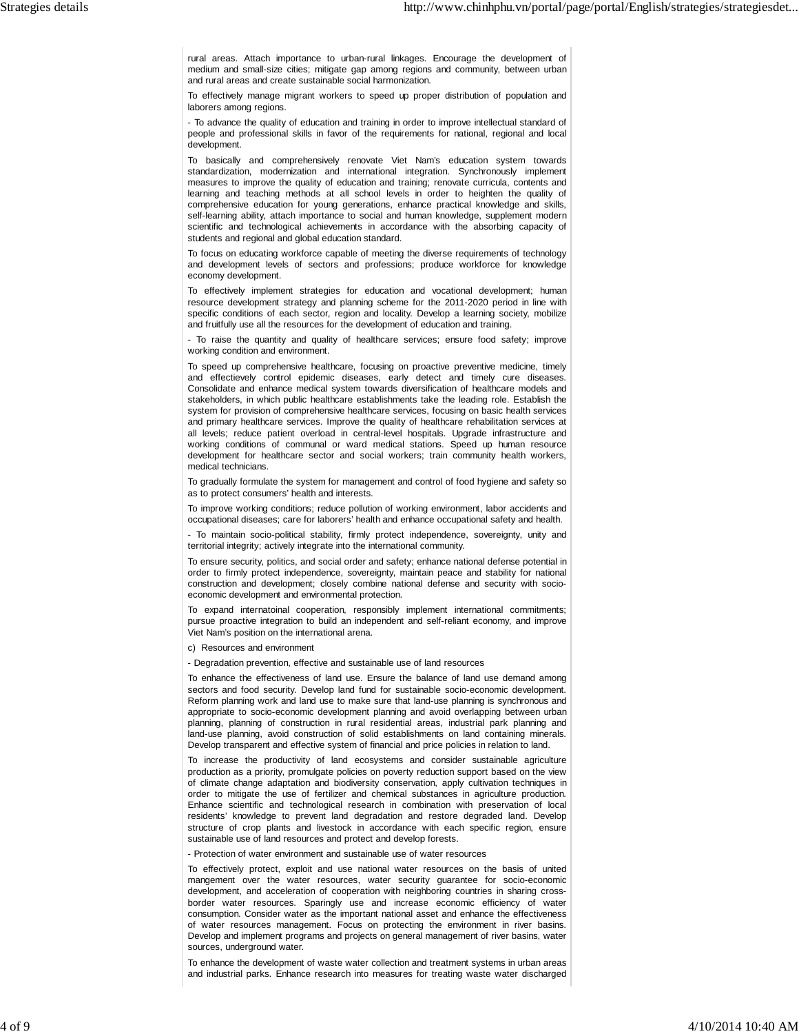rural areas. Attach importance to urban-rural linkages. Encourage the development of medium and small-size cities; mitigate gap among regions and community, between urban and rural areas and create sustainable social harmonization.

To effectively manage migrant workers to speed up proper distribution of population and laborers among regions.

- To advance the quality of education and training in order to improve intellectual standard of people and professional skills in favor of the requirements for national, regional and local development.

To basically and comprehensively renovate Viet Nam's education system towards standardization, modernization and international integration. Synchronously implement measures to improve the quality of education and training; renovate curricula, contents and learning and teaching methods at all school levels in order to heighten the quality of comprehensive education for young generations, enhance practical knowledge and skills, self-learning ability, attach importance to social and human knowledge, supplement modern scientific and technological achievements in accordance with the absorbing capacity of students and regional and global education standard.

To focus on educating workforce capable of meeting the diverse requirements of technology and development levels of sectors and professions; produce workforce for knowledge economy development.

To effectively implement strategies for education and vocational development; human resource development strategy and planning scheme for the 2011-2020 period in line with specific conditions of each sector, region and locality. Develop a learning society, mobilize and fruitfully use all the resources for the development of education and training.

- To raise the quantity and quality of healthcare services; ensure food safety; improve working condition and environment.

To speed up comprehensive healthcare, focusing on proactive preventive medicine, timely and effectievely control epidemic diseases, early detect and timely cure diseases. Consolidate and enhance medical system towards diversification of healthcare models and stakeholders, in which public healthcare establishments take the leading role. Establish the system for provision of comprehensive healthcare services, focusing on basic health services and primary healthcare services. Improve the quality of healthcare rehabilitation services at all levels; reduce patient overload in central-level hospitals. Upgrade infrastructure and working conditions of communal or ward medical stations. Speed up human resource development for healthcare sector and social workers; train community health workers, medical technicians.

To gradually formulate the system for management and control of food hygiene and safety so as to protect consumers' health and interests.

To improve working conditions; reduce pollution of working environment, labor accidents and occupational diseases; care for laborers' health and enhance occupational safety and health.

- To maintain socio-political stability, firmly protect independence, sovereignty, unity and territorial integrity; actively integrate into the international community.

To ensure security, politics, and social order and safety; enhance national defense potential in order to firmly protect independence, sovereignty, maintain peace and stability for national construction and development; closely combine national defense and security with socio-economic development and environmental protection.

To expand internatoinal cooperation, responsibly implement international commitments; pursue proactive integration to build an independent and self-reliant economy, and improve Viet Nam's position on the international arena.

c) Resources and environment

- Degradation prevention, effective and sustainable use of land resources

To enhance the effectiveness of land use. Ensure the balance of land use demand among sectors and food security. Develop land fund for sustainable socio-economic development. Reform planning work and land use to make sure that land-use planning is synchronous and appropriate to socio-economic development planning and avoid overlapping between urban planning, planning of construction in rural residential areas, industrial park planning and land-use planning, avoid construction of solid establishments on land containing minerals. Develop transparent and effective system of financial and price policies in relation to land.

To increase the productivity of land ecosystems and consider sustainable agriculture production as a priority, promulgate policies on poverty reduction support based on the view of climate change adaptation and biodiversity conservation, apply cultivation techniques in order to mitigate the use of fertilizer and chemical substances in agriculture production. Enhance scientific and technological research in combination with preservation of local residents' knowledge to prevent land degradation and restore degraded land. Develop structure of crop plants and livestock in accordance with each specific region, ensure sustainable use of land resources and protect and develop forests.

- Protection of water environment and sustainable use of water resources

To effectively protect, exploit and use national water resources on the basis of united mangement over the water resources, water security guarantee for socio-economic development, and acceleration of cooperation with neighboring countries in sharing cross-border water resources. Sparingly use and increase economic efficiency of water consumption. Consider water as the important national asset and enhance the effectiveness of water resources management. Focus on protecting the environment in river basins. Develop and implement programs and projects on general management of river basins, water sources, underground water.

To enhance the development of waste water collection and treatment systems in urban areas and industrial parks. Enhance research into measures for treating waste water discharged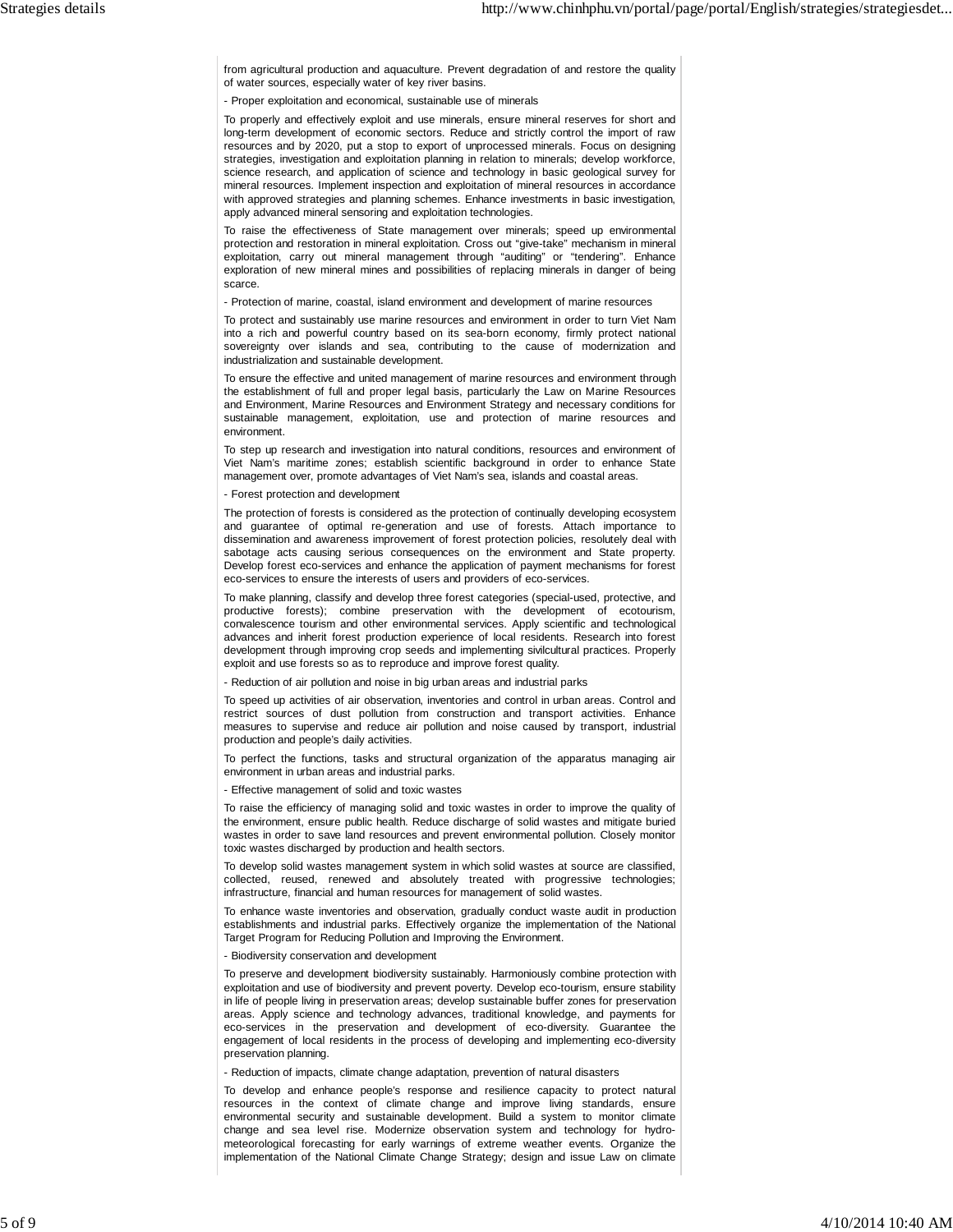from agricultural production and aquaculture. Prevent degradation of and restore the quality of water sources, especially water of key river basins.

- Proper exploitation and economical, sustainable use of minerals

To properly and effectively exploit and use minerals, ensure mineral reserves for short and long-term development of economic sectors. Reduce and strictly control the import of raw resources and by 2020, put a stop to export of unprocessed minerals. Focus on designing strategies, investigation and exploitation planning in relation to minerals; develop workforce, science research, and application of science and technology in basic geological survey for mineral resources. Implement inspection and exploitation of mineral resources in accordance with approved strategies and planning schemes. Enhance investments in basic investigation, apply advanced mineral sensoring and exploitation technologies.

To raise the effectiveness of State management over minerals; speed up environmental protection and restoration in mineral exploitation. Cross out "give-take" mechanism in mineral exploitation, carry out mineral management through "auditing" or "tendering". Enhance exploration of new mineral mines and possibilities of replacing minerals in danger of being scarce.

- Protection of marine, coastal, island environment and development of marine resources

To protect and sustainably use marine resources and environment in order to turn Viet Nam into a rich and powerful country based on its sea-born economy, firmly protect national sovereignty over islands and sea, contributing to the cause of modernization and industrialization and sustainable development.

To ensure the effective and united management of marine resources and environment through the establishment of full and proper legal basis, particularly the Law on Marine Resources and Environment, Marine Resources and Environment Strategy and necessary conditions for sustainable management, exploitation, use and protection of marine resources and environment.

To step up research and investigation into natural conditions, resources and environment of Viet Nam's maritime zones; establish scientific background in order to enhance State management over, promote advantages of Viet Nam's sea, islands and coastal areas.

- Forest protection and development

The protection of forests is considered as the protection of continually developing ecosystem and guarantee of optimal re-generation and use of forests. Attach importance to dissemination and awareness improvement of forest protection policies, resolutely deal with sabotage acts causing serious consequences on the environment and State property. Develop forest eco-services and enhance the application of payment mechanisms for forest eco-services to ensure the interests of users and providers of eco-services.

To make planning, classify and develop three forest categories (special-used, protective, and productive forests); combine preservation with the development of ecotourism, convalescence tourism and other environmental services. Apply scientific and technological advances and inherit forest production experience of local residents. Research into forest development through improving crop seeds and implementing sivilcultural practices. Properly exploit and use forests so as to reproduce and improve forest quality.

- Reduction of air pollution and noise in big urban areas and industrial parks

To speed up activities of air observation, inventories and control in urban areas. Control and restrict sources of dust pollution from construction and transport activities. Enhance measures to supervise and reduce air pollution and noise caused by transport, industrial production and people's daily activities.

To perfect the functions, tasks and structural organization of the apparatus managing air environment in urban areas and industrial parks.

- Effective management of solid and toxic wastes

To raise the efficiency of managing solid and toxic wastes in order to improve the quality of the environment, ensure public health. Reduce discharge of solid wastes and mitigate buried wastes in order to save land resources and prevent environmental pollution. Closely monitor toxic wastes discharged by production and health sectors.

To develop solid wastes management system in which solid wastes at source are classified, collected, reused, renewed and absolutely treated with progressive technologies; infrastructure, financial and human resources for management of solid wastes.

To enhance waste inventories and observation, gradually conduct waste audit in production establishments and industrial parks. Effectively organize the implementation of the National Target Program for Reducing Pollution and Improving the Environment.

- Biodiversity conservation and development

To preserve and development biodiversity sustainably. Harmoniously combine protection with exploitation and use of biodiversity and prevent poverty. Develop eco-tourism, ensure stability in life of people living in preservation areas; develop sustainable buffer zones for preservation areas. Apply science and technology advances, traditional knowledge, and payments for eco-services in the preservation and development of eco-diversity. Guarantee the engagement of local residents in the process of developing and implementing eco-diversity preservation planning.

- Reduction of impacts, climate change adaptation, prevention of natural disasters

To develop and enhance people's response and resilience capacity to protect natural resources in the context of climate change and improve living standards, ensure environmental security and sustainable development. Build a system to monitor climate change and sea level rise. Modernize observation system and technology for hydro-meteorological forecasting for early warnings of extreme weather events. Organize the implementation of the National Climate Change Strategy; design and issue Law on climate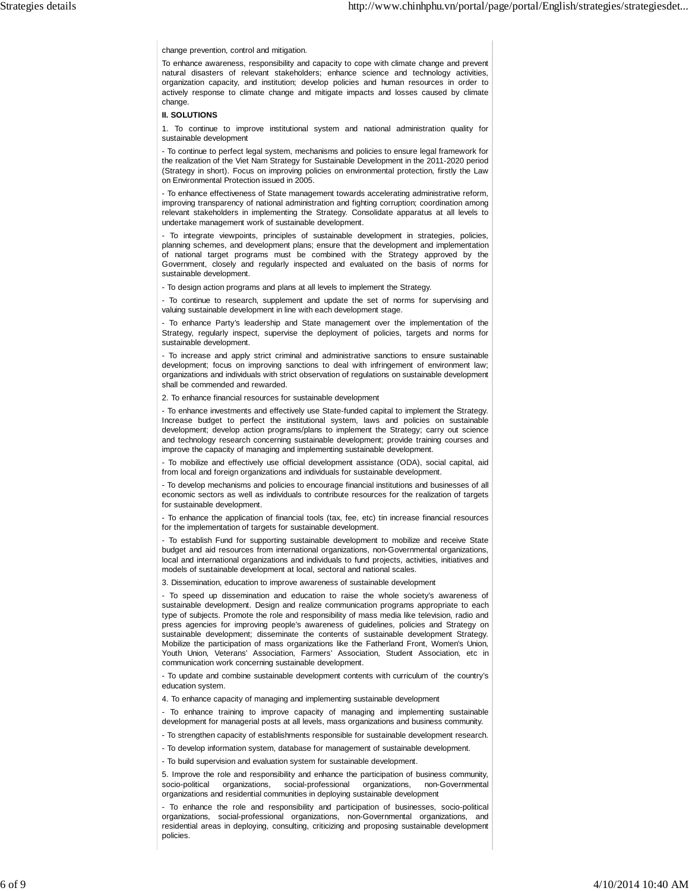change prevention, control and mitigation.

To enhance awareness, responsibility and capacity to cope with climate change and prevent natural disasters of relevant stakeholders; enhance science and technology activities, organization capacity, and institution; develop policies and human resources in order to actively response to climate change and mitigate impacts and losses caused by climate change.

**II. SOLUTIONS**

1. To continue to improve institutional system and national administration quality for sustainable development

- To continue to perfect legal system, mechanisms and policies to ensure legal framework for the realization of the Viet Nam Strategy for Sustainable Development in the 2011-2020 period (Strategy in short). Focus on improving policies on environmental protection, firstly the Law on Environmental Protection issued in 2005.

- To enhance effectiveness of State management towards accelerating administrative reform, improving transparency of national administration and fighting corruption; coordination among relevant stakeholders in implementing the Strategy. Consolidate apparatus at all levels to undertake management work of sustainable development.

- To integrate viewpoints, principles of sustainable development in strategies, policies, planning schemes, and development plans; ensure that the development and implementation of national target programs must be combined with the Strategy approved by the Government, closely and regularly inspected and evaluated on the basis of norms for sustainable development.

- To design action programs and plans at all levels to implement the Strategy.

- To continue to research, supplement and update the set of norms for supervising and valuing sustainable development in line with each development stage.

- To enhance Party's leadership and State management over the implementation of the Strategy, regularly inspect, supervise the deployment of policies, targets and norms for sustainable development.

- To increase and apply strict criminal and administrative sanctions to ensure sustainable development; focus on improving sanctions to deal with infringement of environment law; organizations and individuals with strict observation of regulations on sustainable development shall be commended and rewarded.

2. To enhance financial resources for sustainable development

- To enhance investments and effectively use State-funded capital to implement the Strategy. Increase budget to perfect the institutional system, laws and policies on sustainable development; develop action programs/plans to implement the Strategy; carry out science and technology research concerning sustainable development; provide training courses and improve the capacity of managing and implementing sustainable development.

- To mobilize and effectively use official development assistance (ODA), social capital, aid from local and foreign organizations and individuals for sustainable development.

- To develop mechanisms and policies to encourage financial institutions and businesses of all economic sectors as well as individuals to contribute resources for the realization of targets for sustainable development.

- To enhance the application of financial tools (tax, fee, etc) tin increase financial resources for the implementation of targets for sustainable development.

- To establish Fund for supporting sustainable development to mobilize and receive State budget and aid resources from international organizations, non-Governmental organizations, local and international organizations and individuals to fund projects, activities, initiatives and models of sustainable development at local, sectoral and national scales.

3. Dissemination, education to improve awareness of sustainable development

- To speed up dissemination and education to raise the whole society's awareness of sustainable development. Design and realize communication programs appropriate to each type of subjects. Promote the role and responsibility of mass media like television, radio and press agencies for improving people's awareness of guidelines, policies and Strategy on sustainable development; disseminate the contents of sustainable development Strategy. Mobilize the participation of mass organizations like the Fatherland Front, Women's Union, Youth Union, Veterans' Association, Farmers' Association, Student Association, etc in communication work concerning sustainable development.

- To update and combine sustainable development contents with curriculum of the country's education system.

4. To enhance capacity of managing and implementing sustainable development

- To enhance training to improve capacity of managing and implementing sustainable development for managerial posts at all levels, mass organizations and business community.

- To strengthen capacity of establishments responsible for sustainable development research.

- To develop information system, database for management of sustainable development.

- To build supervision and evaluation system for sustainable development.

5. Improve the role and responsibility and enhance the participation of business community, socio-political organizations, social-professional organizations, non-Governmental organizations and residential communities in deploying sustainable development

- To enhance the role and responsibility and participation of businesses, socio-political organizations, social-professional organizations, non-Governmental organizations, and residential areas in deploying, consulting, criticizing and proposing sustainable development policies.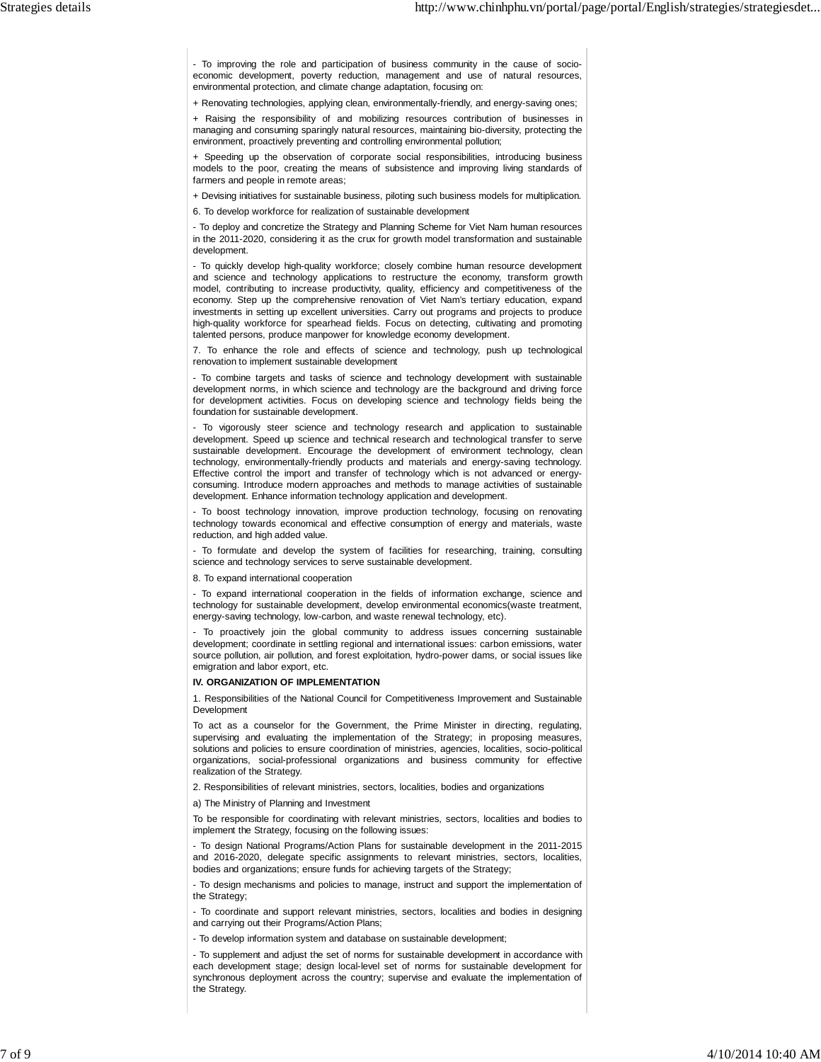- To improving the role and participation of business community in the cause of socio-economic development, poverty reduction, management and use of natural resources, environmental protection, and climate change adaptation, focusing on:

+ Renovating technologies, applying clean, environmentally-friendly, and energy-saving ones;

+ Raising the responsibility of and mobilizing resources contribution of businesses in managing and consuming sparingly natural resources, maintaining bio-diversity, protecting the environment, proactively preventing and controlling environmental pollution;

+ Speeding up the observation of corporate social responsibilities, introducing business models to the poor, creating the means of subsistence and improving living standards of farmers and people in remote areas;

+ Devising initiatives for sustainable business, piloting such business models for multiplication.

6. To develop workforce for realization of sustainable development

- To deploy and concretize the Strategy and Planning Scheme for Viet Nam human resources in the 2011-2020, considering it as the crux for growth model transformation and sustainable development.

- To quickly develop high-quality workforce; closely combine human resource development and science and technology applications to restructure the economy, transform growth model, contributing to increase productivity, quality, efficiency and competitiveness of the economy. Step up the comprehensive renovation of Viet Nam's tertiary education, expand investments in setting up excellent universities. Carry out programs and projects to produce high-quality workforce for spearhead fields. Focus on detecting, cultivating and promoting talented persons, produce manpower for knowledge economy development.

7. To enhance the role and effects of science and technology, push up technological renovation to implement sustainable development

- To combine targets and tasks of science and technology development with sustainable development norms, in which science and technology are the background and driving force for development activities. Focus on developing science and technology fields being the foundation for sustainable development.

- To vigorously steer science and technology research and application to sustainable development. Speed up science and technical research and technological transfer to serve sustainable development. Encourage the development of environment technology, clean technology, environmentally-friendly products and materials and energy-saving technology. Effective control the import and transfer of technology which is not advanced or energy-consuming. Introduce modern approaches and methods to manage activities of sustainable development. Enhance information technology application and development.

- To boost technology innovation, improve production technology, focusing on renovating technology towards economical and effective consumption of energy and materials, waste reduction, and high added value.

- To formulate and develop the system of facilities for researching, training, consulting science and technology services to serve sustainable development.

8. To expand international cooperation

- To expand international cooperation in the fields of information exchange, science and technology for sustainable development, develop environmental economics(waste treatment, energy-saving technology, low-carbon, and waste renewal technology, etc).

- To proactively join the global community to address issues concerning sustainable development; coordinate in settling regional and international issues: carbon emissions, water source pollution, air pollution, and forest exploitation, hydro-power dams, or social issues like emigration and labor export, etc.

**IV. ORGANIZATION OF IMPLEMENTATION**

1. Responsibilities of the National Council for Competitiveness Improvement and Sustainable Development

To act as a counselor for the Government, the Prime Minister in directing, regulating, supervising and evaluating the implementation of the Strategy; in proposing measures, solutions and policies to ensure coordination of ministries, agencies, localities, socio-political organizations, social-professional organizations and business community for effective realization of the Strategy.

2. Responsibilities of relevant ministries, sectors, localities, bodies and organizations

a) The Ministry of Planning and Investment

To be responsible for coordinating with relevant ministries, sectors, localities and bodies to implement the Strategy, focusing on the following issues:

- To design National Programs/Action Plans for sustainable development in the 2011-2015 and 2016-2020, delegate specific assignments to relevant ministries, sectors, localities, bodies and organizations; ensure funds for achieving targets of the Strategy;

- To design mechanisms and policies to manage, instruct and support the implementation of the Strategy;

- To coordinate and support relevant ministries, sectors, localities and bodies in designing and carrying out their Programs/Action Plans;

- To develop information system and database on sustainable development;

- To supplement and adjust the set of norms for sustainable development in accordance with each development stage; design local-level set of norms for sustainable development for synchronous deployment across the country; supervise and evaluate the implementation of the Strategy.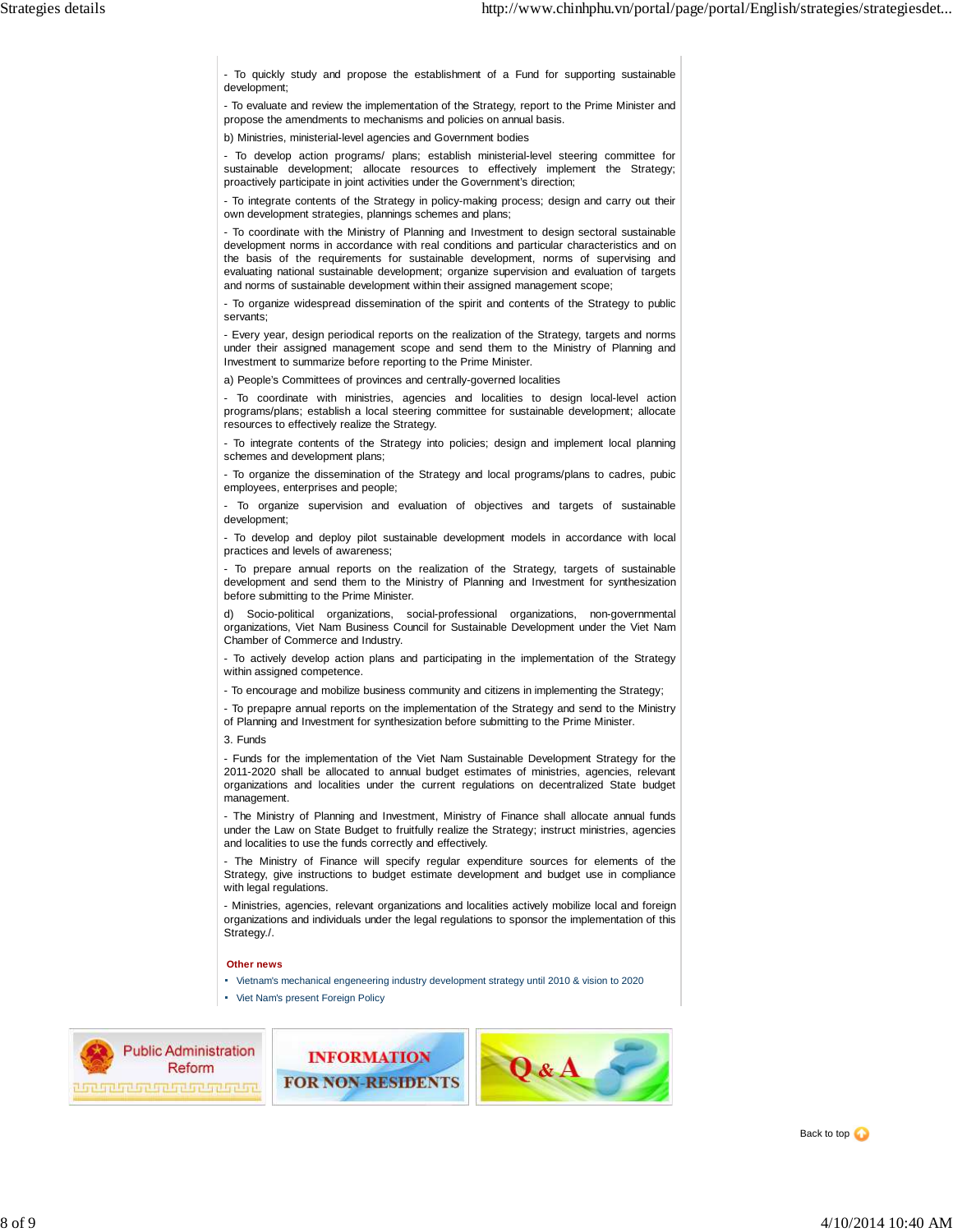- To quickly study and propose the establishment of a Fund for supporting sustainable development;

- To evaluate and review the implementation of the Strategy, report to the Prime Minister and propose the amendments to mechanisms and policies on annual basis.

b) Ministries, ministerial-level agencies and Government bodies

- To develop action programs/ plans; establish ministerial-level steering committee for sustainable development; allocate resources to effectively implement the Strategy; proactively participate in joint activities under the Government's direction;

- To integrate contents of the Strategy in policy-making process; design and carry out their own development strategies, plannings schemes and plans;

- To coordinate with the Ministry of Planning and Investment to design sectoral sustainable development norms in accordance with real conditions and particular characteristics and on the basis of the requirements for sustainable development, norms of supervising and evaluating national sustainable development; organize supervision and evaluation of targets and norms of sustainable development within their assigned management scope;

- To organize widespread dissemination of the spirit and contents of the Strategy to public servants;

- Every year, design periodical reports on the realization of the Strategy, targets and norms under their assigned management scope and send them to the Ministry of Planning and Investment to summarize before reporting to the Prime Minister.

a) People's Committees of provinces and centrally-governed localities

- To coordinate with ministries, agencies and localities to design local-level action programs/plans; establish a local steering committee for sustainable development; allocate resources to effectively realize the Strategy.

- To integrate contents of the Strategy into policies; design and implement local planning schemes and development plans;

- To organize the dissemination of the Strategy and local programs/plans to cadres, pubic employees, enterprises and people;

- To organize supervision and evaluation of objectives and targets of sustainable development;

- To develop and deploy pilot sustainable development models in accordance with local practices and levels of awareness;

- To prepare annual reports on the realization of the Strategy, targets of sustainable development and send them to the Ministry of Planning and Investment for synthesization before submitting to the Prime Minister.

d) Socio-political organizations, social-professional organizations, non-governmental organizations, Viet Nam Business Council for Sustainable Development under the Viet Nam Chamber of Commerce and Industry.

- To actively develop action plans and participating in the implementation of the Strategy within assigned competence.

- To encourage and mobilize business community and citizens in implementing the Strategy;

- To prepapre annual reports on the implementation of the Strategy and send to the Ministry of Planning and Investment for synthesization before submitting to the Prime Minister.

3. Funds

- Funds for the implementation of the Viet Nam Sustainable Development Strategy for the 2011-2020 shall be allocated to annual budget estimates of ministries, agencies, relevant organizations and localities under the current regulations on decentralized State budget management.

- The Ministry of Planning and Investment, Ministry of Finance shall allocate annual funds under the Law on State Budget to fruitfully realize the Strategy; instruct ministries, agencies and localities to use the funds correctly and effectively.

- The Ministry of Finance will specify regular expenditure sources for elements of the Strategy, give instructions to budget estimate development and budget use in compliance with legal regulations.

- Ministries, agencies, relevant organizations and localities actively mobilize local and foreign organizations and individuals under the legal regulations to sponsor the implementation of this Strategy./.

**Other news**

- Vietnam's mechanical engeneering industry development strategy until 2010 & vision to 2020
- Viet Nam's present Foreign Policy

Public Administration Reform | INFORMATION FOR NON-RESIDENTS | Q & A

Back to top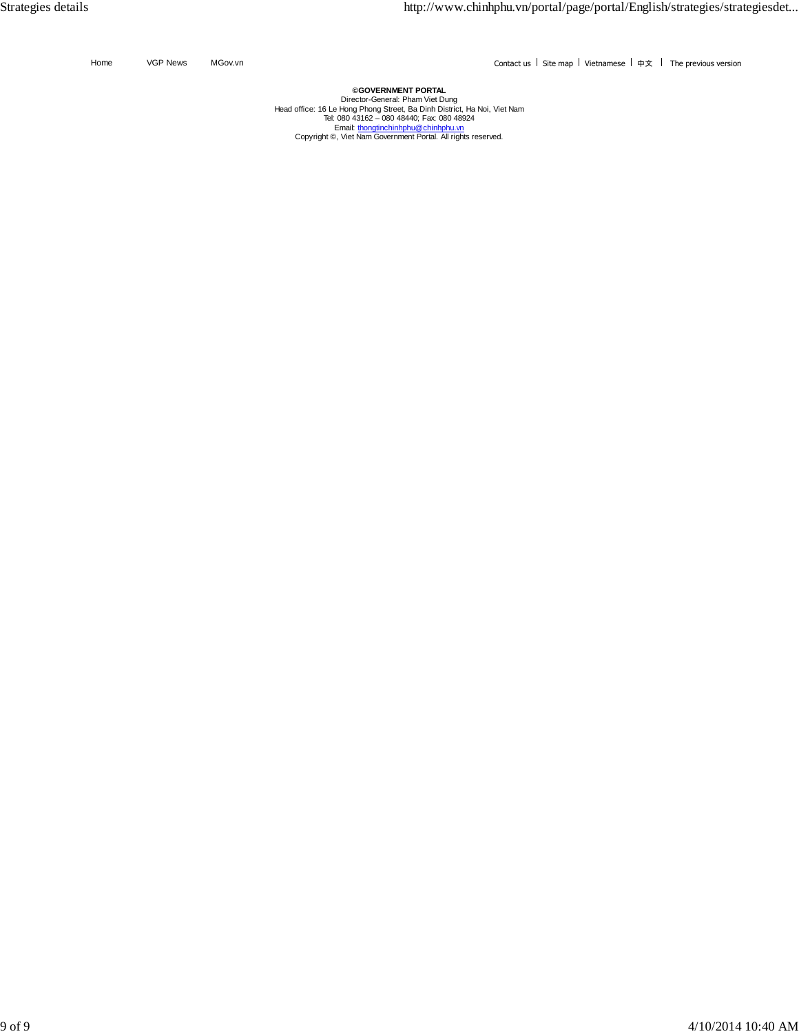Home VGP News MGov.vn

Contact us | Site map | Vietnamese | 中文 | The previous version

**©GOVERNMENT PORTAL**
Director-General: Pham Viet Dung
Head office: 16 Le Hong Phong Street, Ba Dinh District, Ha Noi, Viet Nam
Tel: 080 43162 – 080 48440; Fax: 080 48924
Email: thongtinchinhphu@chinhphu.vn
Copyright ©, Viet Nam Government Portal. All rights reserved.